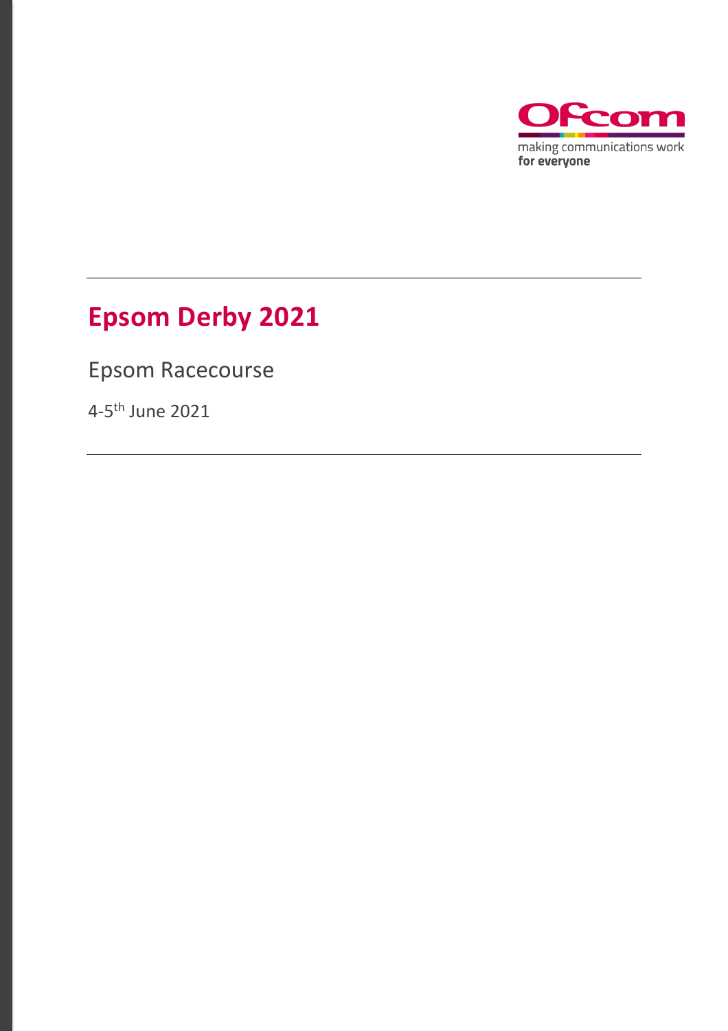Ofcom

making communications work
for everyone

# Epsom Derby 2021

Epsom Racecourse

4-5th June 2021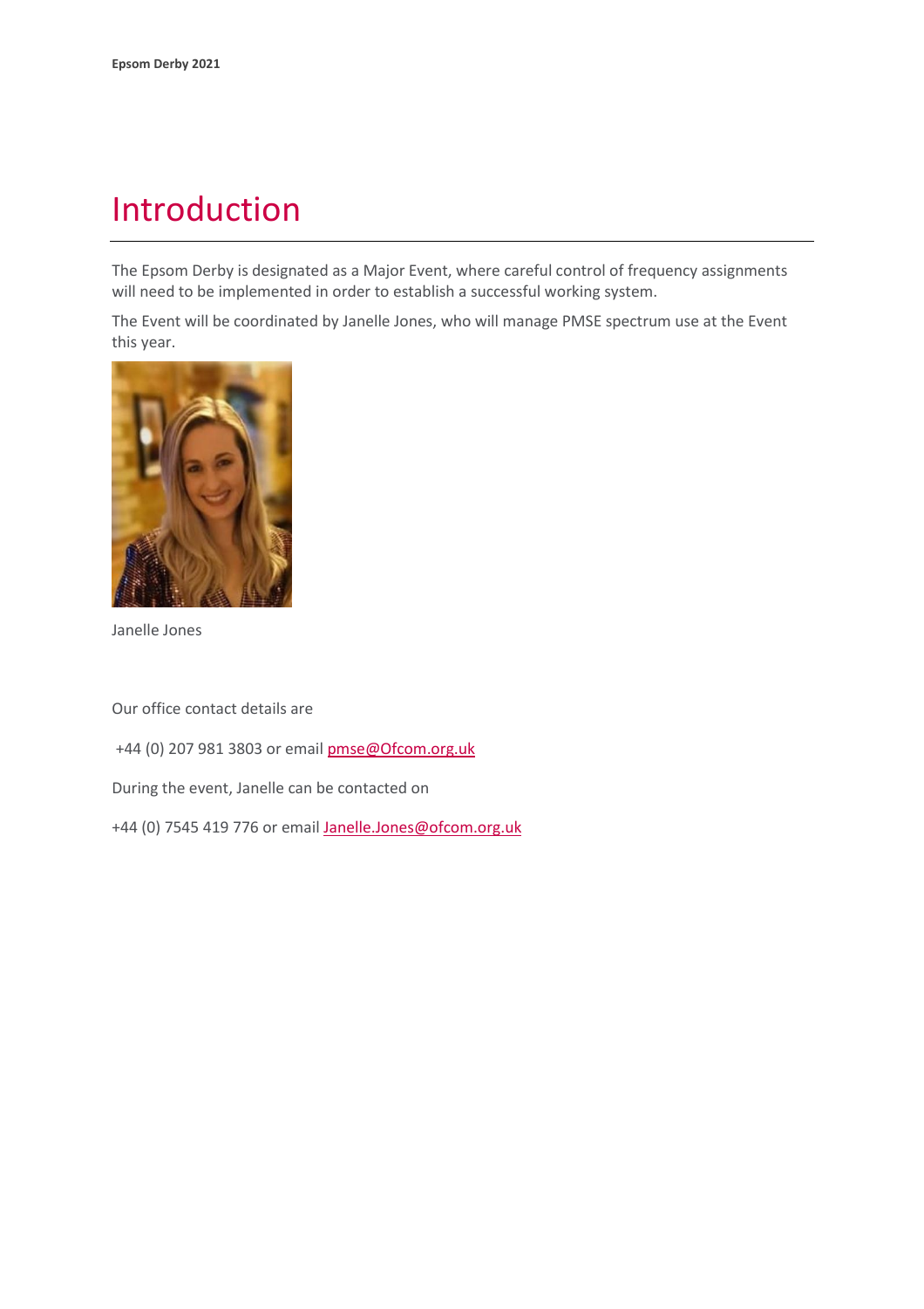# Introduction

The Epsom Derby is designated as a Major Event, where careful control of frequency assignments will need to be implemented in order to establish a successful working system.

The Event will be coordinated by Janelle Jones, who will manage PMSE spectrum use at the Event this year.

Janelle Jones

Our office contact details are

+44 (0) 207 981 3803 or email pmse@Ofcom.org.uk

During the event, Janelle can be contacted on

+44 (0) 7545 419 776 or email Janelle.Jones@ofcom.org.uk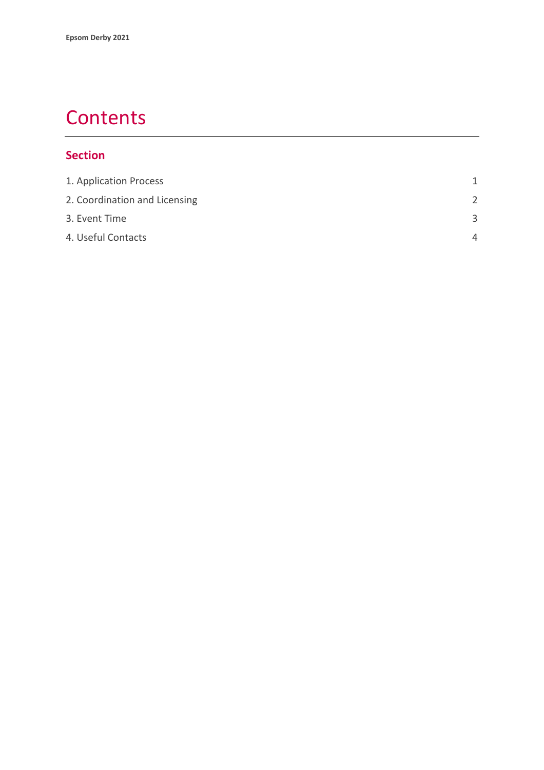# Contents

## Section

| | |
|---|---|
| 1. Application Process | 1 |
| 2. Coordination and Licensing | 2 |
| 3. Event Time | 3 |
| 4. Useful Contacts | 4 |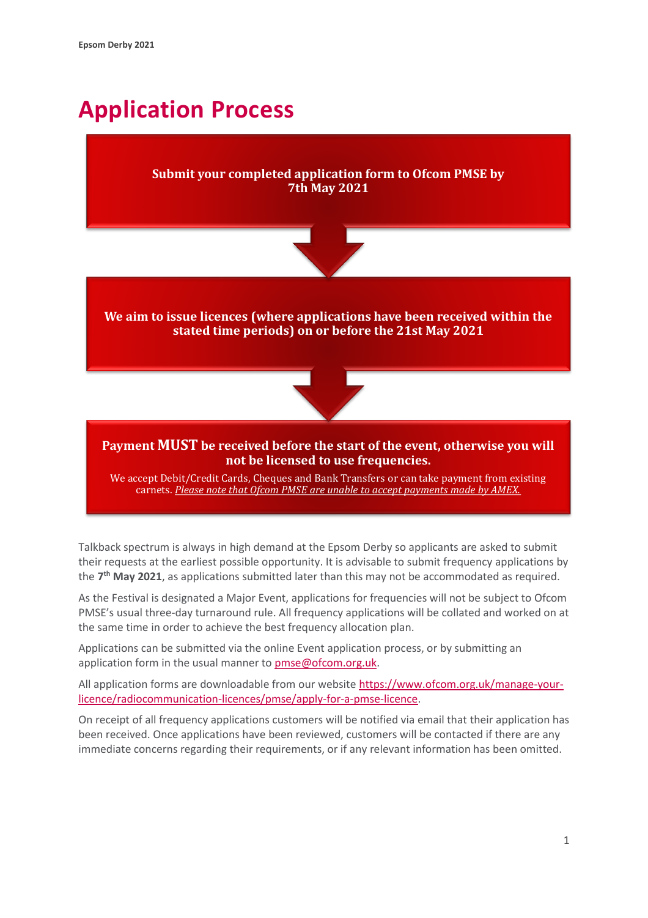# Application Process

**Submit your completed application form to Ofcom PMSE by 7th May 2021**

**We aim to issue licences (where applications have been received within the stated time periods) on or before the 21st May 2021**

**Payment MUST be received before the start of the event, otherwise you will not be licensed to use frequencies.**

We accept Debit/Credit Cards, Cheques and Bank Transfers or can take payment from existing carnets. *Please note that Ofcom PMSE are unable to accept payments made by AMEX.*

Talkback spectrum is always in high demand at the Epsom Derby so applicants are asked to submit their requests at the earliest possible opportunity. It is advisable to submit frequency applications by the **7th May 2021**, as applications submitted later than this may not be accommodated as required.

As the Festival is designated a Major Event, applications for frequencies will not be subject to Ofcom PMSE's usual three-day turnaround rule. All frequency applications will be collated and worked on at the same time in order to achieve the best frequency allocation plan.

Applications can be submitted via the online Event application process, or by submitting an application form in the usual manner to pmse@ofcom.org.uk.

All application forms are downloadable from our website https://www.ofcom.org.uk/manage-your-licence/radiocommunication-licences/pmse/apply-for-a-pmse-licence.

On receipt of all frequency applications customers will be notified via email that their application has been received. Once applications have been reviewed, customers will be contacted if there are any immediate concerns regarding their requirements, or if any relevant information has been omitted.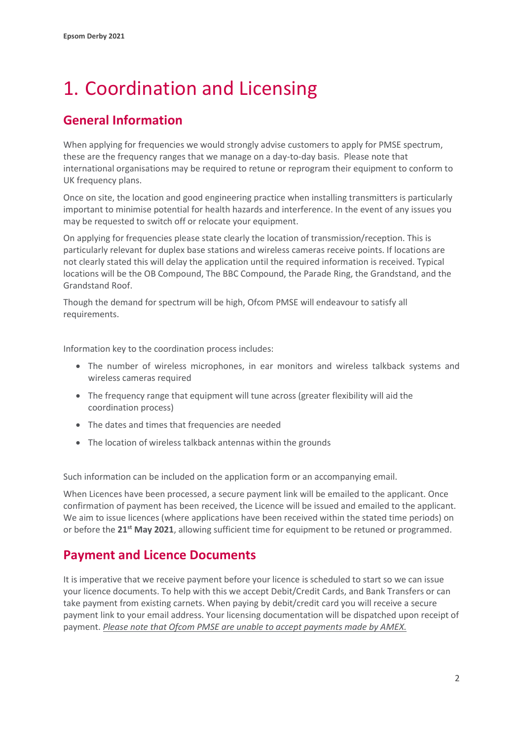// omitted in preview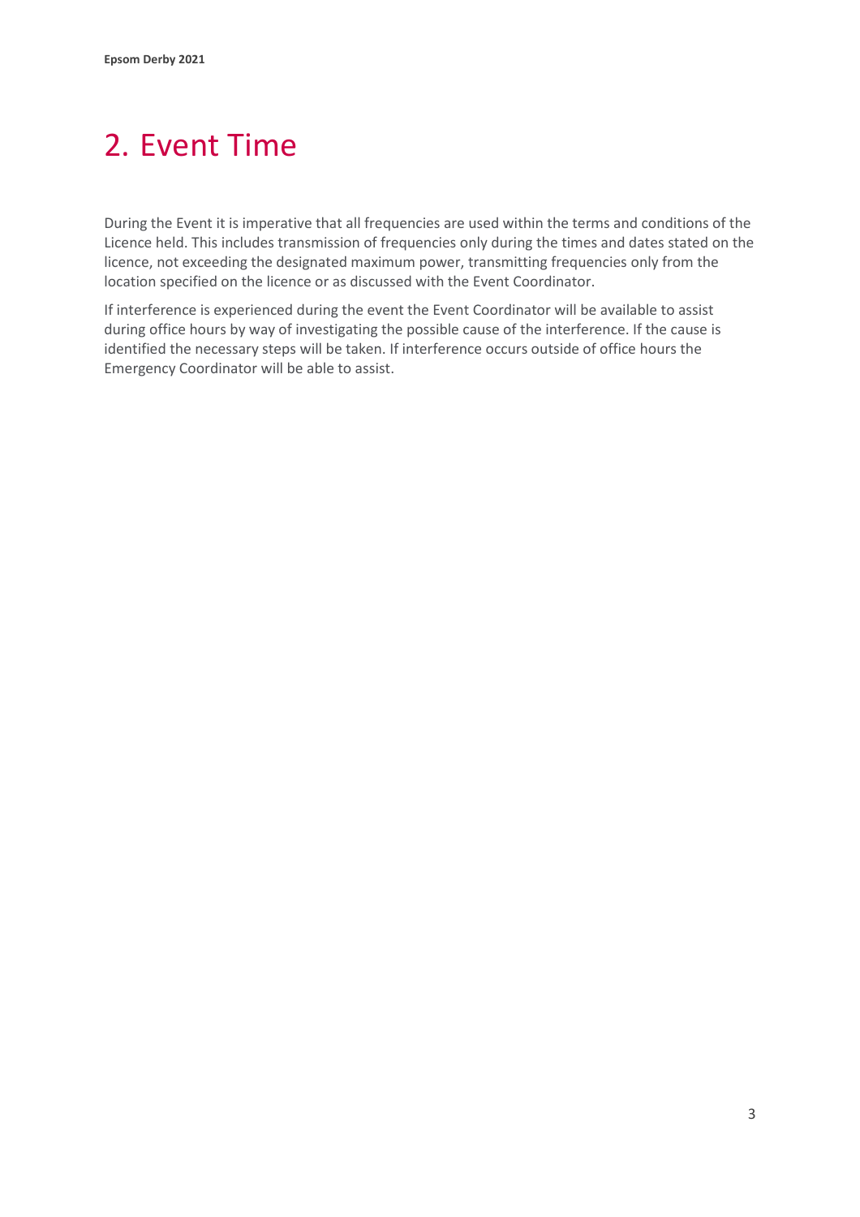# 2. Event Time

During the Event it is imperative that all frequencies are used within the terms and conditions of the Licence held. This includes transmission of frequencies only during the times and dates stated on the licence, not exceeding the designated maximum power, transmitting frequencies only from the location specified on the licence or as discussed with the Event Coordinator.

If interference is experienced during the event the Event Coordinator will be available to assist during office hours by way of investigating the possible cause of the interference. If the cause is identified the necessary steps will be taken. If interference occurs outside of office hours the Emergency Coordinator will be able to assist.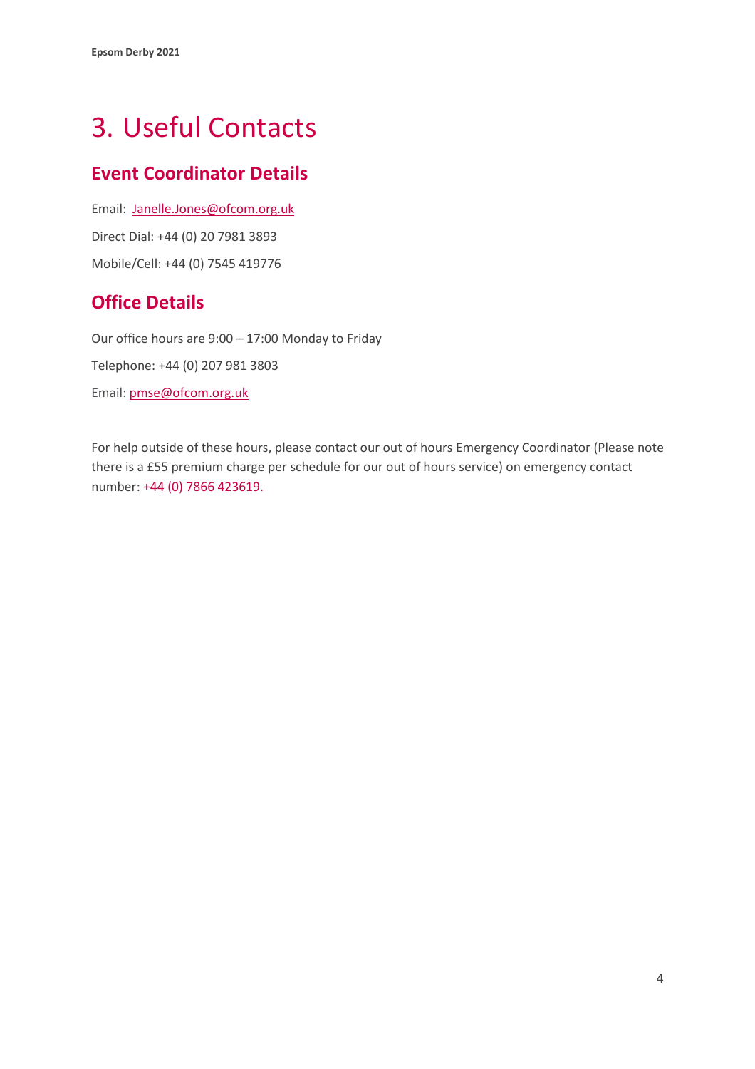# 3. Useful Contacts

## Event Coordinator Details

Email: Janelle.Jones@ofcom.org.uk

Direct Dial: +44 (0) 20 7981 3893

Mobile/Cell: +44 (0) 7545 419776

## Office Details

Our office hours are 9:00 – 17:00 Monday to Friday

Telephone: +44 (0) 207 981 3803

Email: pmse@ofcom.org.uk

For help outside of these hours, please contact our out of hours Emergency Coordinator (Please note there is a £55 premium charge per schedule for our out of hours service) on emergency contact number: +44 (0) 7866 423619.